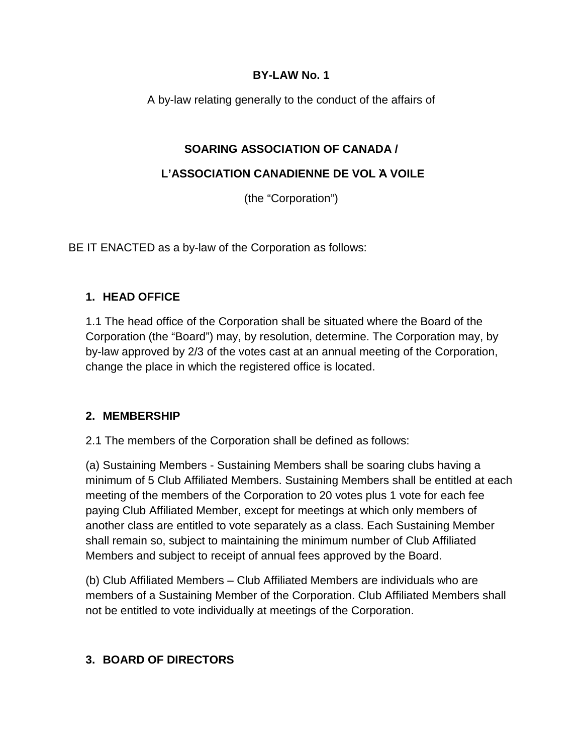**BY-LAW No. 1**

A by-law relating generally to the conduct of the affairs of

**SOARING ASSOCIATION OF CANADA /**

**L'ASSOCIATION CANADIENNE DE VOL À VOILE**

(the "Corporation")

BE IT ENACTED as a by-law of the Corporation as follows:

## 1. HEAD OFFICE

1.1 The head office of the Corporation shall be situated where the Board of the Corporation (the "Board") may, by resolution, determine. The Corporation may, by by-law approved by 2/3 of the votes cast at an annual meeting of the Corporation, change the place in which the registered office is located.

## 2. MEMBERSHIP

2.1 The members of the Corporation shall be defined as follows:

(a) Sustaining Members - Sustaining Members shall be soaring clubs having a minimum of 5 Club Affiliated Members. Sustaining Members shall be entitled at each meeting of the members of the Corporation to 20 votes plus 1 vote for each fee paying Club Affiliated Member, except for meetings at which only members of another class are entitled to vote separately as a class. Each Sustaining Member shall remain so, subject to maintaining the minimum number of Club Affiliated Members and subject to receipt of annual fees approved by the Board.

(b) Club Affiliated Members – Club Affiliated Members are individuals who are members of a Sustaining Member of the Corporation. Club Affiliated Members shall not be entitled to vote individually at meetings of the Corporation.

## 3. BOARD OF DIRECTORS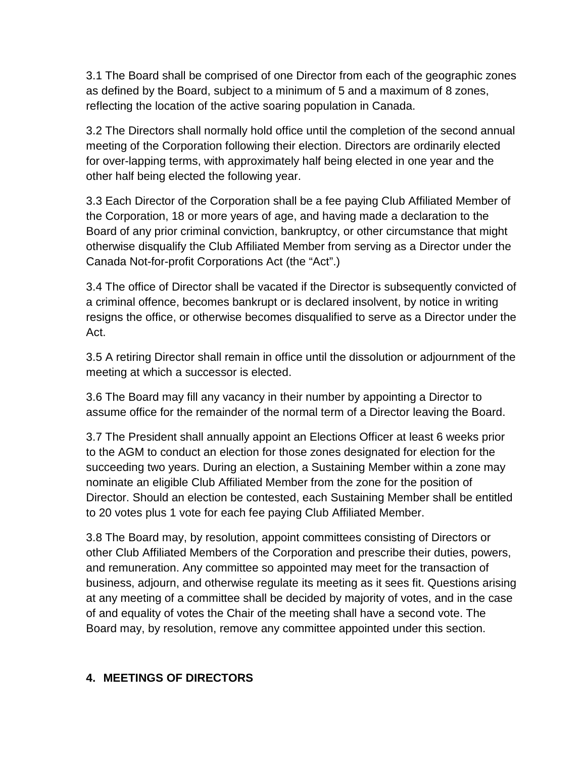3.1 The Board shall be comprised of one Director from each of the geographic zones as defined by the Board, subject to a minimum of 5 and a maximum of 8 zones, reflecting the location of the active soaring population in Canada.

3.2 The Directors shall normally hold office until the completion of the second annual meeting of the Corporation following their election. Directors are ordinarily elected for over-lapping terms, with approximately half being elected in one year and the other half being elected the following year.

3.3 Each Director of the Corporation shall be a fee paying Club Affiliated Member of the Corporation, 18 or more years of age, and having made a declaration to the Board of any prior criminal conviction, bankruptcy, or other circumstance that might otherwise disqualify the Club Affiliated Member from serving as a Director under the Canada Not-for-profit Corporations Act (the "Act".)

3.4 The office of Director shall be vacated if the Director is subsequently convicted of a criminal offence, becomes bankrupt or is declared insolvent, by notice in writing resigns the office, or otherwise becomes disqualified to serve as a Director under the Act.

3.5 A retiring Director shall remain in office until the dissolution or adjournment of the meeting at which a successor is elected.

3.6 The Board may fill any vacancy in their number by appointing a Director to assume office for the remainder of the normal term of a Director leaving the Board.

3.7 The President shall annually appoint an Elections Officer at least 6 weeks prior to the AGM to conduct an election for those zones designated for election for the succeeding two years. During an election, a Sustaining Member within a zone may nominate an eligible Club Affiliated Member from the zone for the position of Director. Should an election be contested, each Sustaining Member shall be entitled to 20 votes plus 1 vote for each fee paying Club Affiliated Member.

3.8 The Board may, by resolution, appoint committees consisting of Directors or other Club Affiliated Members of the Corporation and prescribe their duties, powers, and remuneration. Any committee so appointed may meet for the transaction of business, adjourn, and otherwise regulate its meeting as it sees fit. Questions arising at any meeting of a committee shall be decided by majority of votes, and in the case of and equality of votes the Chair of the meeting shall have a second vote. The Board may, by resolution, remove any committee appointed under this section.

## 4. MEETINGS OF DIRECTORS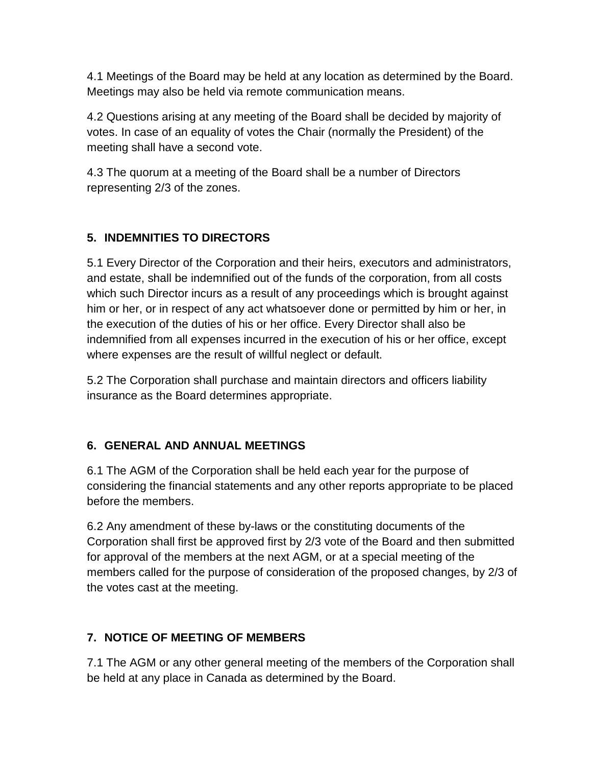4.1 Meetings of the Board may be held at any location as determined by the Board. Meetings may also be held via remote communication means.

4.2 Questions arising at any meeting of the Board shall be decided by majority of votes. In case of an equality of votes the Chair (normally the President) of the meeting shall have a second vote.

4.3 The quorum at a meeting of the Board shall be a number of Directors representing 2/3 of the zones.

## 5. INDEMNITIES TO DIRECTORS

5.1 Every Director of the Corporation and their heirs, executors and administrators, and estate, shall be indemnified out of the funds of the corporation, from all costs which such Director incurs as a result of any proceedings which is brought against him or her, or in respect of any act whatsoever done or permitted by him or her, in the execution of the duties of his or her office. Every Director shall also be indemnified from all expenses incurred in the execution of his or her office, except where expenses are the result of willful neglect or default.

5.2 The Corporation shall purchase and maintain directors and officers liability insurance as the Board determines appropriate.

## 6. GENERAL AND ANNUAL MEETINGS

6.1 The AGM of the Corporation shall be held each year for the purpose of considering the financial statements and any other reports appropriate to be placed before the members.

6.2 Any amendment of these by-laws or the constituting documents of the Corporation shall first be approved first by 2/3 vote of the Board and then submitted for approval of the members at the next AGM, or at a special meeting of the members called for the purpose of consideration of the proposed changes, by 2/3 of the votes cast at the meeting.

## 7. NOTICE OF MEETING OF MEMBERS

7.1 The AGM or any other general meeting of the members of the Corporation shall be held at any place in Canada as determined by the Board.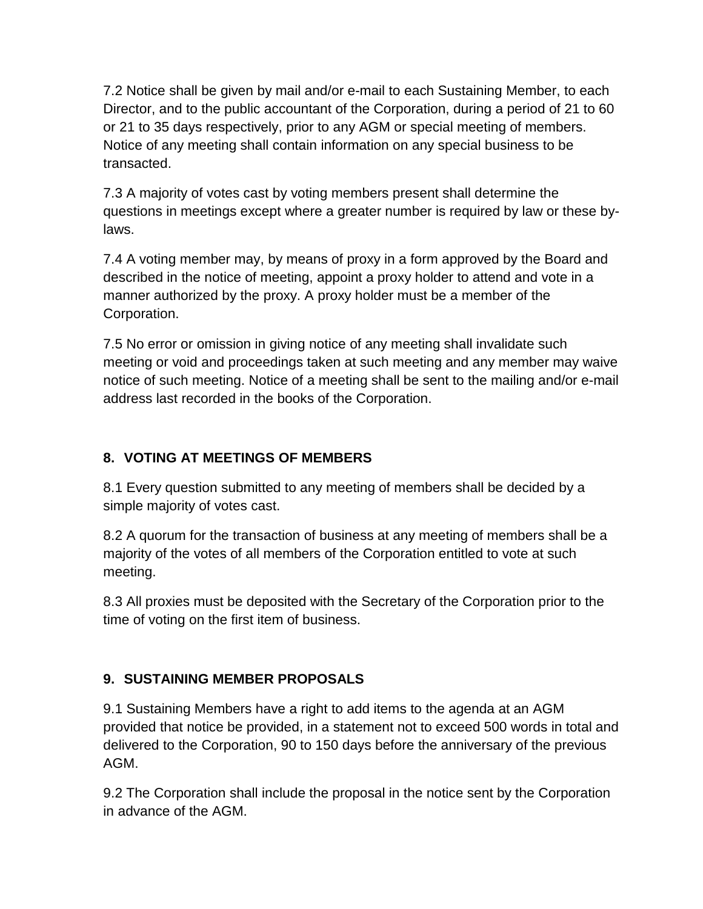7.2 Notice shall be given by mail and/or e-mail to each Sustaining Member, to each Director, and to the public accountant of the Corporation, during a period of 21 to 60 or 21 to 35 days respectively, prior to any AGM or special meeting of members. Notice of any meeting shall contain information on any special business to be transacted.

7.3 A majority of votes cast by voting members present shall determine the questions in meetings except where a greater number is required by law or these by-laws.

7.4 A voting member may, by means of proxy in a form approved by the Board and described in the notice of meeting, appoint a proxy holder to attend and vote in a manner authorized by the proxy. A proxy holder must be a member of the Corporation.

7.5 No error or omission in giving notice of any meeting shall invalidate such meeting or void and proceedings taken at such meeting and any member may waive notice of such meeting. Notice of a meeting shall be sent to the mailing and/or e-mail address last recorded in the books of the Corporation.

## 8. VOTING AT MEETINGS OF MEMBERS

8.1 Every question submitted to any meeting of members shall be decided by a simple majority of votes cast.

8.2 A quorum for the transaction of business at any meeting of members shall be a majority of the votes of all members of the Corporation entitled to vote at such meeting.

8.3 All proxies must be deposited with the Secretary of the Corporation prior to the time of voting on the first item of business.

## 9. SUSTAINING MEMBER PROPOSALS

9.1 Sustaining Members have a right to add items to the agenda at an AGM provided that notice be provided, in a statement not to exceed 500 words in total and delivered to the Corporation, 90 to 150 days before the anniversary of the previous AGM.

9.2 The Corporation shall include the proposal in the notice sent by the Corporation in advance of the AGM.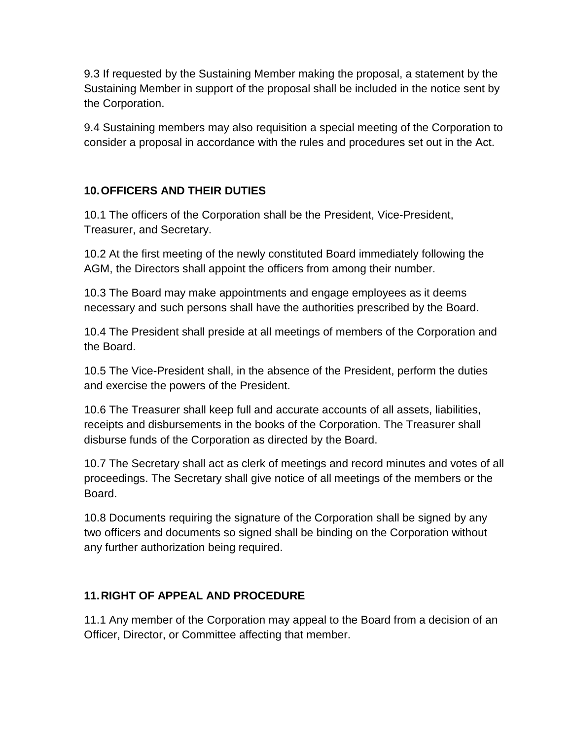9.3 If requested by the Sustaining Member making the proposal, a statement by the Sustaining Member in support of the proposal shall be included in the notice sent by the Corporation.

9.4 Sustaining members may also requisition a special meeting of the Corporation to consider a proposal in accordance with the rules and procedures set out in the Act.

## 10. OFFICERS AND THEIR DUTIES

10.1 The officers of the Corporation shall be the President, Vice-President, Treasurer, and Secretary.

10.2 At the first meeting of the newly constituted Board immediately following the AGM, the Directors shall appoint the officers from among their number.

10.3 The Board may make appointments and engage employees as it deems necessary and such persons shall have the authorities prescribed by the Board.

10.4 The President shall preside at all meetings of members of the Corporation and the Board.

10.5 The Vice-President shall, in the absence of the President, perform the duties and exercise the powers of the President.

10.6 The Treasurer shall keep full and accurate accounts of all assets, liabilities, receipts and disbursements in the books of the Corporation. The Treasurer shall disburse funds of the Corporation as directed by the Board.

10.7 The Secretary shall act as clerk of meetings and record minutes and votes of all proceedings. The Secretary shall give notice of all meetings of the members or the Board.

10.8 Documents requiring the signature of the Corporation shall be signed by any two officers and documents so signed shall be binding on the Corporation without any further authorization being required.

## 11. RIGHT OF APPEAL AND PROCEDURE

11.1 Any member of the Corporation may appeal to the Board from a decision of an Officer, Director, or Committee affecting that member.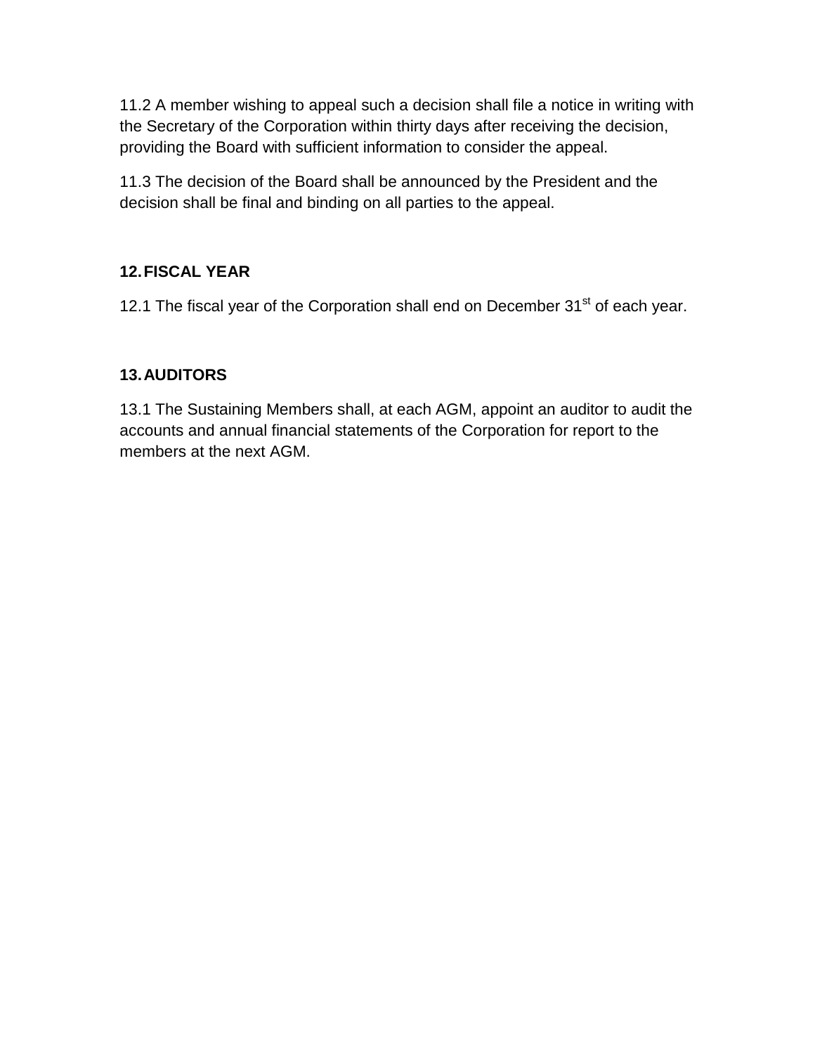11.2 A member wishing to appeal such a decision shall file a notice in writing with the Secretary of the Corporation within thirty days after receiving the decision, providing the Board with sufficient information to consider the appeal.

11.3 The decision of the Board shall be announced by the President and the decision shall be final and binding on all parties to the appeal.

## 12. FISCAL YEAR

12.1 The fiscal year of the Corporation shall end on December 31st of each year.

## 13. AUDITORS

13.1 The Sustaining Members shall, at each AGM, appoint an auditor to audit the accounts and annual financial statements of the Corporation for report to the members at the next AGM.